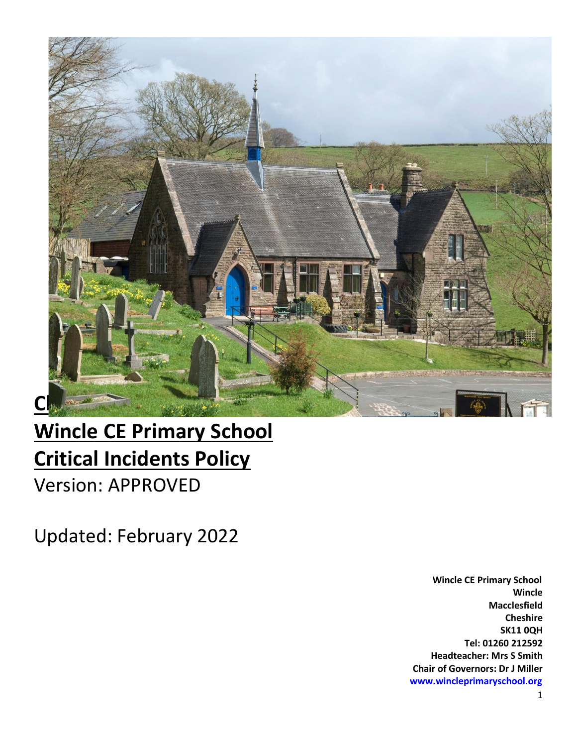# Wincle CE Primary School

# Critical Incidents Policy

Version: APPROVED

Updated: February 2022

**Wincle CE Primary School**
**Wincle**
**Macclesfield**
**Cheshire**
**SK11 0QH**
**Tel: 01260 212592**
**Headteacher: Mrs S Smith**
**Chair of Governors: Dr J Miller**
**[www.wincleprimaryschool.org](http://www.wincleprimaryschool.org)**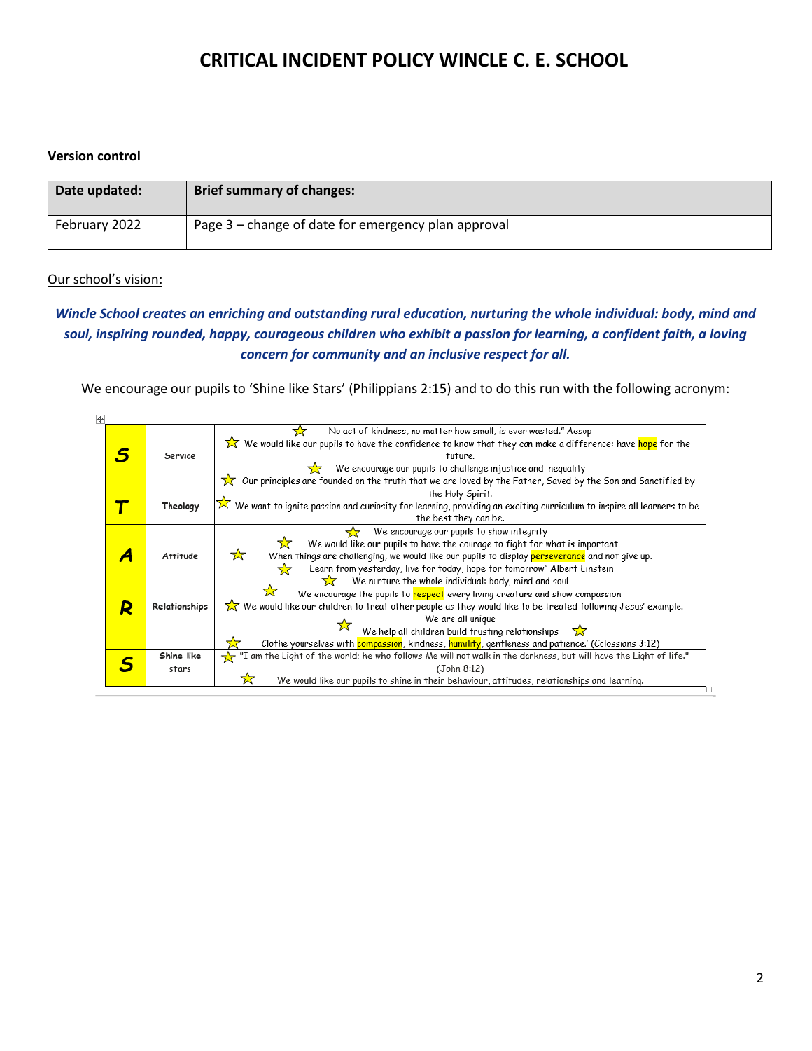# CRITICAL INCIDENT POLICY WINCLE C. E. SCHOOL

**Version control**

| Date updated: | Brief summary of changes: |
| --- | --- |
| February 2022 | Page 3 – change of date for emergency plan approval |

Our school's vision:

***Wincle School creates an enriching and outstanding rural education, nurturing the whole individual: body, mind and soul, inspiring rounded, happy, courageous children who exhibit a passion for learning, a confident faith, a loving concern for community and an inclusive respect for all.***

We encourage our pupils to 'Shine like Stars' (Philippians 2:15) and to do this run with the following acronym:

| | | |
| --- | --- | --- |
| **S** | Service | ☆ No act of kindness, no matter how small, is ever wasted." Aesop<br>☆ We would like our pupils to have the confidence to know that they can make a difference: have hope for the future.<br>☆ We encourage our pupils to challenge injustice and inequality |
| **T** | Theology | ☆ Our principles are founded on the truth that we are loved by the Father, Saved by the Son and Sanctified by the Holy Spirit.<br>☆ We want to ignite passion and curiosity for learning, providing an exciting curriculum to inspire all learners to be the best they can be. |
| **A** | Attitude | ☆ We encourage our pupils to show integrity<br>☆ We would like our pupils to have the courage to fight for what is important<br>☆ When things are challenging, we would like our pupils to display perseverance and not give up.<br>☆ Learn from yesterday, live for today, hope for tomorrow" Albert Einstein |
| **R** | Relationships | ☆ We nurture the whole individual: body, mind and soul<br>☆ We encourage the pupils to respect every living creature and show compassion.<br>☆ We would like our children to treat other people as they would like to be treated following Jesus' example.<br>☆ We are all unique<br>We help all children build trusting relationships ☆<br>☆ Clothe yourselves with compassion, kindness, humility, gentleness and patience.' (Colossians 3:12) |
| **S** | Shine like stars | ☆ "I am the Light of the world; he who follows Me will not walk in the darkness, but will have the Light of life." (John 8:12)<br>☆ We would like our pupils to shine in their behaviour, attitudes, relationships and learning. |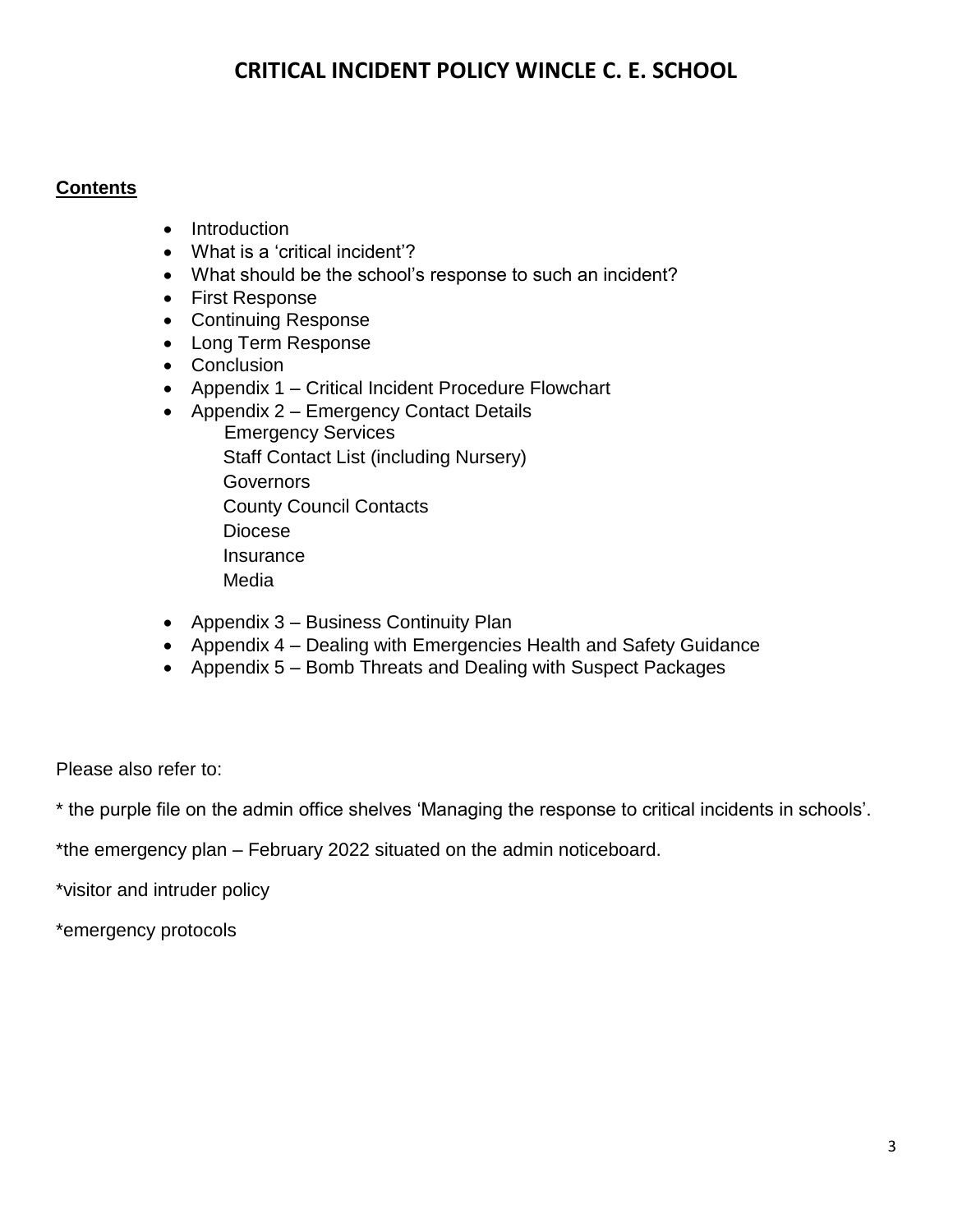# CRITICAL INCIDENT POLICY WINCLE C. E. SCHOOL

**Contents**

- Introduction
- What is a 'critical incident'?
- What should be the school's response to such an incident?
- First Response
- Continuing Response
- Long Term Response
- Conclusion
- Appendix 1 – Critical Incident Procedure Flowchart
- Appendix 2 – Emergency Contact Details
  - Emergency Services
  - Staff Contact List (including Nursery)
  - Governors
  - County Council Contacts
  - Diocese
  - Insurance
  - Media
- Appendix 3 – Business Continuity Plan
- Appendix 4 – Dealing with Emergencies Health and Safety Guidance
- Appendix 5 – Bomb Threats and Dealing with Suspect Packages

Please also refer to:

\* the purple file on the admin office shelves 'Managing the response to critical incidents in schools'.

\*the emergency plan – February 2022 situated on the admin noticeboard.

\*visitor and intruder policy

\*emergency protocols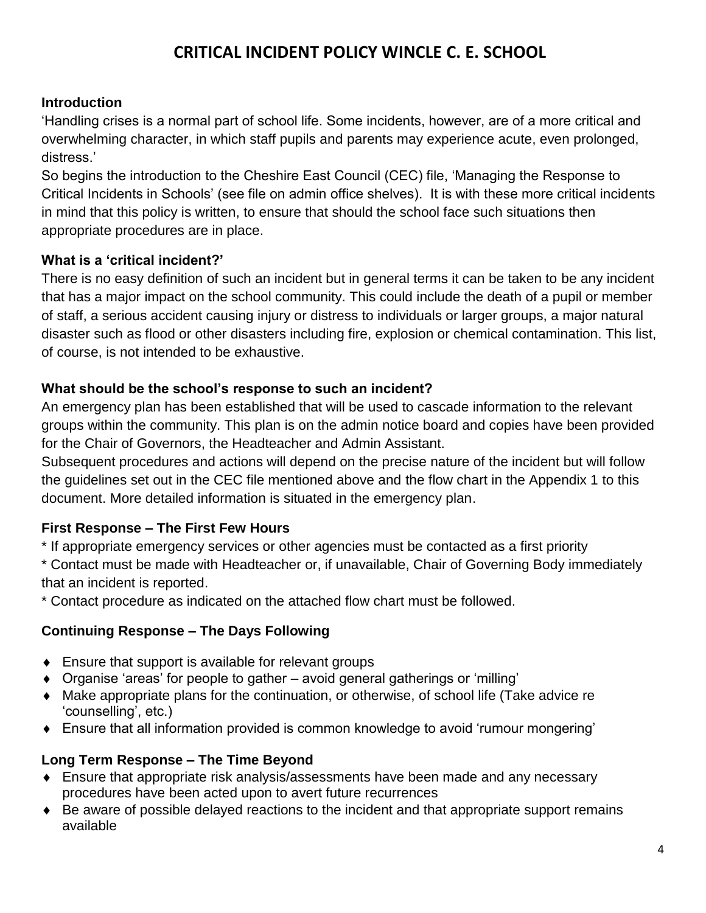# CRITICAL INCIDENT POLICY WINCLE C. E. SCHOOL

**Introduction**

'Handling crises is a normal part of school life. Some incidents, however, are of a more critical and overwhelming character, in which staff pupils and parents may experience acute, even prolonged, distress.'

So begins the introduction to the Cheshire East Council (CEC) file, 'Managing the Response to Critical Incidents in Schools' (see file on admin office shelves). It is with these more critical incidents in mind that this policy is written, to ensure that should the school face such situations then appropriate procedures are in place.

**What is a 'critical incident?'**

There is no easy definition of such an incident but in general terms it can be taken to be any incident that has a major impact on the school community. This could include the death of a pupil or member of staff, a serious accident causing injury or distress to individuals or larger groups, a major natural disaster such as flood or other disasters including fire, explosion or chemical contamination. This list, of course, is not intended to be exhaustive.

**What should be the school's response to such an incident?**

An emergency plan has been established that will be used to cascade information to the relevant groups within the community. This plan is on the admin notice board and copies have been provided for the Chair of Governors, the Headteacher and Admin Assistant.

Subsequent procedures and actions will depend on the precise nature of the incident but will follow the guidelines set out in the CEC file mentioned above and the flow chart in the Appendix 1 to this document. More detailed information is situated in the emergency plan.

**First Response – The First Few Hours**

* If appropriate emergency services or other agencies must be contacted as a first priority
* Contact must be made with Headteacher or, if unavailable, Chair of Governing Body immediately that an incident is reported.
* Contact procedure as indicated on the attached flow chart must be followed.

**Continuing Response – The Days Following**

- Ensure that support is available for relevant groups
- Organise 'areas' for people to gather – avoid general gatherings or 'milling'
- Make appropriate plans for the continuation, or otherwise, of school life (Take advice re 'counselling', etc.)
- Ensure that all information provided is common knowledge to avoid 'rumour mongering'

**Long Term Response – The Time Beyond**

- Ensure that appropriate risk analysis/assessments have been made and any necessary procedures have been acted upon to avert future recurrences
- Be aware of possible delayed reactions to the incident and that appropriate support remains available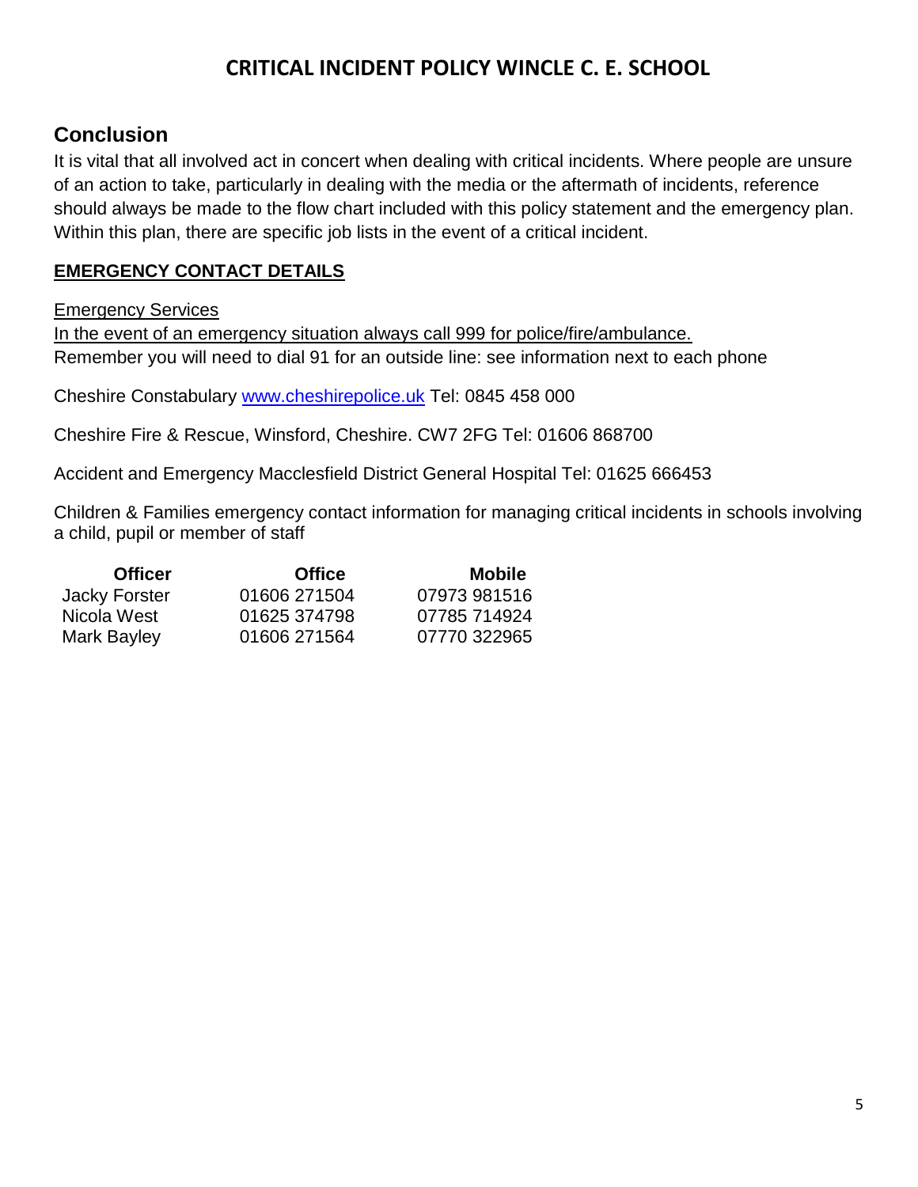## Conclusion

It is vital that all involved act in concert when dealing with critical incidents. Where people are unsure of an action to take, particularly in dealing with the media or the aftermath of incidents, reference should always be made to the flow chart included with this policy statement and the emergency plan. Within this plan, there are specific job lists in the event of a critical incident.

**EMERGENCY CONTACT DETAILS**

Emergency Services

In the event of an emergency situation always call 999 for police/fire/ambulance.

Remember you will need to dial 91 for an outside line: see information next to each phone

Cheshire Constabulary [www.cheshirepolice.uk](www.cheshirepolice.uk) Tel: 0845 458 000

Cheshire Fire & Rescue, Winsford, Cheshire. CW7 2FG Tel: 01606 868700

Accident and Emergency Macclesfield District General Hospital Tel: 01625 666453

Children & Families emergency contact information for managing critical incidents in schools involving a child, pupil or member of staff

| Officer | Office | Mobile |
|---|---|---|
| Jacky Forster | 01606 271504 | 07973 981516 |
| Nicola West | 01625 374798 | 07785 714924 |
| Mark Bayley | 01606 271564 | 07770 322965 |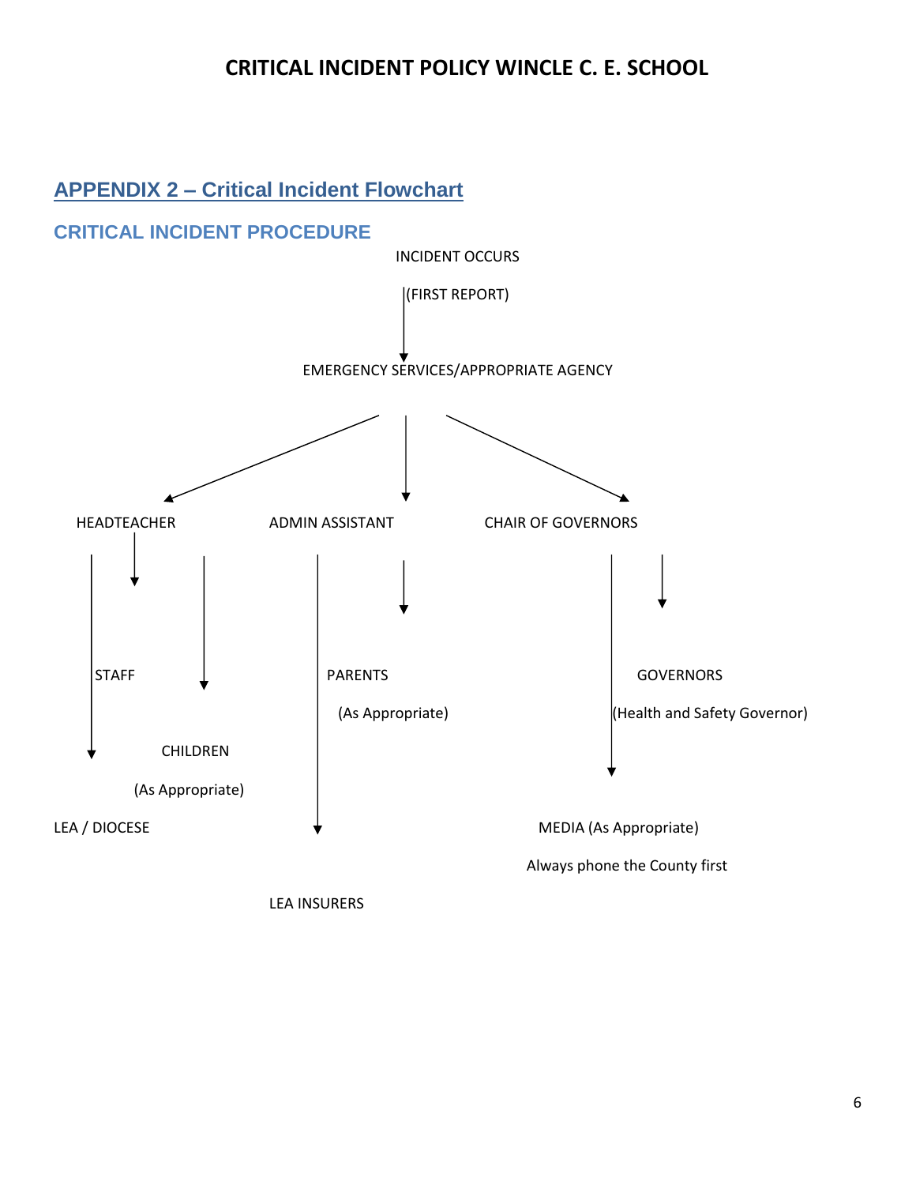# CRITICAL INCIDENT POLICY WINCLE C. E. SCHOOL

## APPENDIX 2 – Critical Incident Flowchart

### CRITICAL INCIDENT PROCEDURE

INCIDENT OCCURS

(FIRST REPORT)

EMERGENCY SERVICES/APPROPRIATE AGENCY

HEADTEACHER

ADMIN ASSISTANT

CHAIR OF GOVERNORS

STAFF

PARENTS

(As Appropriate)

GOVERNORS

(Health and Safety Governor)

CHILDREN

(As Appropriate)

LEA / DIOCESE

MEDIA (As Appropriate)

Always phone the County first

LEA INSURERS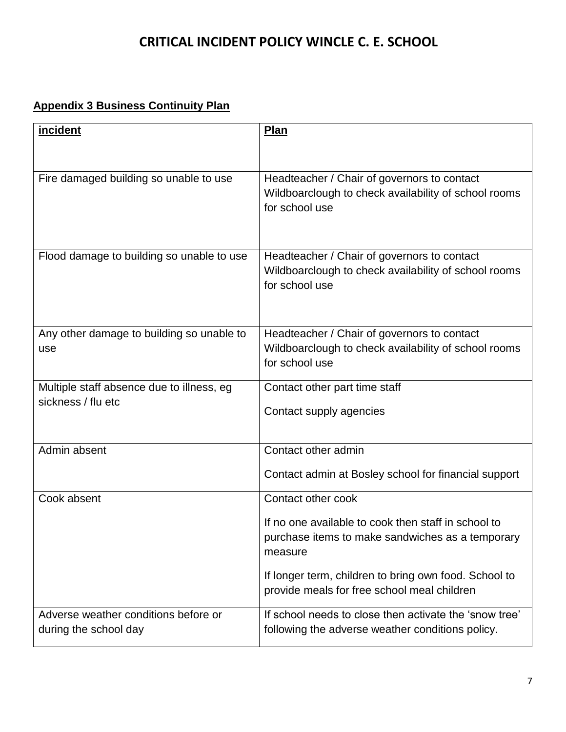# CRITICAL INCIDENT POLICY WINCLE C. E. SCHOOL

**Appendix 3 Business Continuity Plan**

| **incident** | **Plan** |
|---|---|
| Fire damaged building so unable to use | Headteacher / Chair of governors to contact Wildboarclough to check availability of school rooms for school use |
| Flood damage to building so unable to use | Headteacher / Chair of governors to contact Wildboarclough to check availability of school rooms for school use |
| Any other damage to building so unable to use | Headteacher / Chair of governors to contact Wildboarclough to check availability of school rooms for school use |
| Multiple staff absence due to illness, eg sickness / flu etc | Contact other part time staff<br><br>Contact supply agencies |
| Admin absent | Contact other admin<br><br>Contact admin at Bosley school for financial support |
| Cook absent | Contact other cook<br><br>If no one available to cook then staff in school to purchase items to make sandwiches as a temporary measure<br><br>If longer term, children to bring own food. School to provide meals for free school meal children |
| Adverse weather conditions before or during the school day | If school needs to close then activate the 'snow tree' following the adverse weather conditions policy. |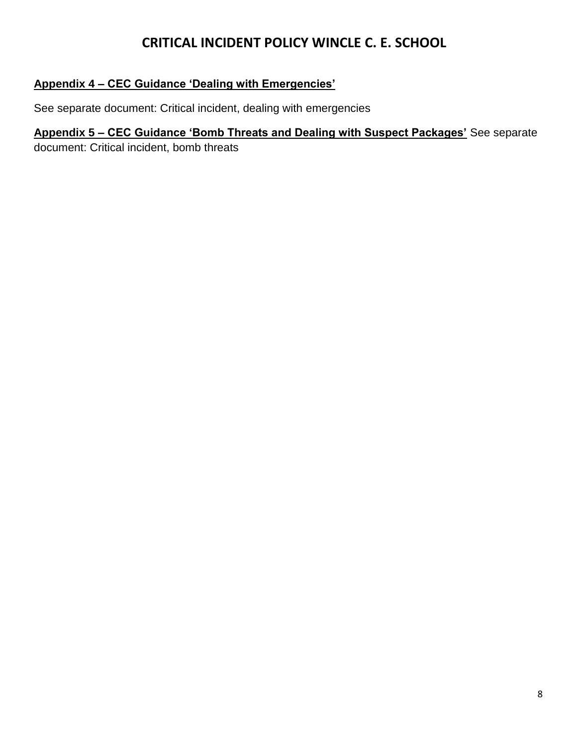**Appendix 4 – CEC Guidance 'Dealing with Emergencies'**

See separate document: Critical incident, dealing with emergencies

**Appendix 5 – CEC Guidance 'Bomb Threats and Dealing with Suspect Packages'** See separate document: Critical incident, bomb threats